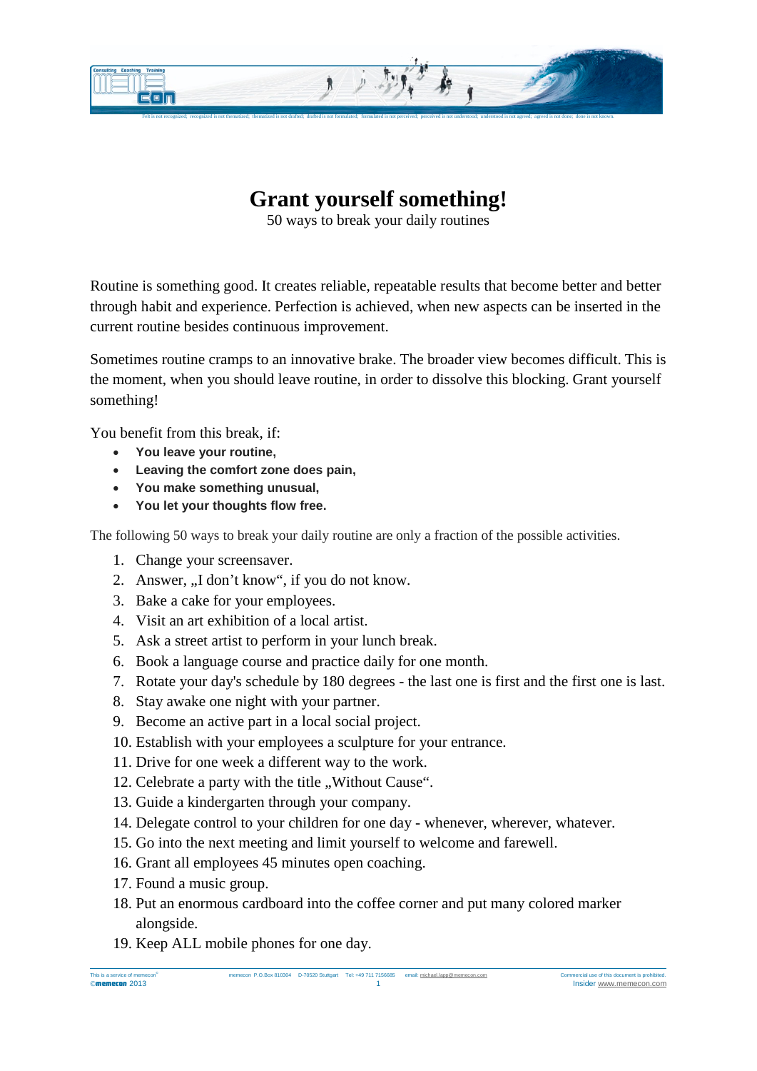# Grant yourself something!

50 ways to break your daily routines

Routine is something good. It creates reliable, repeatable results that become better and better through habit and experience. Perfection is achieved, when new aspects can be inserted in the current routine besides continuous improvement.

Sometimes routine cramps to an innovative brake. The broader view becomes difficult. This is the moment, when you should leave routine, in order to dissolve this blocking. Grant yourself something!

You benefit from this break, if:

- **You leave your routine,**
- **Leaving the comfort zone does pain,**
- **You make something unusual,**
- **You let your thoughts flow free.**

The following 50 ways to break your daily routine are only a fraction of the possible activities.

1. Change your screensaver.
2. Answer, „I don't know", if you do not know.
3. Bake a cake for your employees.
4. Visit an art exhibition of a local artist.
5. Ask a street artist to perform in your lunch break.
6. Book a language course and practice daily for one month.
7. Rotate your day's schedule by 180 degrees - the last one is first and the first one is last.
8. Stay awake one night with your partner.
9. Become an active part in a local social project.
10. Establish with your employees a sculpture for your entrance.
11. Drive for one week a different way to the work.
12. Celebrate a party with the title „Without Cause".
13. Guide a kindergarten through your company.
14. Delegate control to your children for one day - whenever, wherever, whatever.
15. Go into the next meeting and limit yourself to welcome and farewell.
16. Grant all employees 45 minutes open coaching.
17. Found a music group.
18. Put an enormous cardboard into the coffee corner and put many colored marker alongside.
19. Keep ALL mobile phones for one day.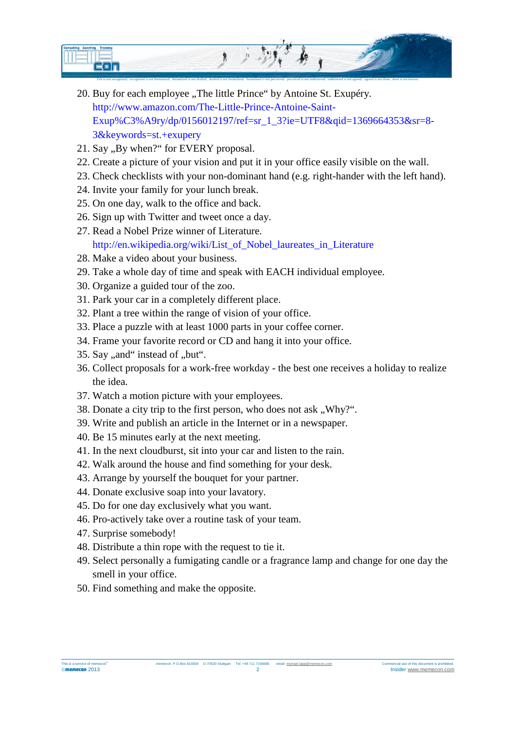20. Buy for each employee „The little Prince" by Antoine St. Exupéry. http://www.amazon.com/The-Little-Prince-Antoine-Saint-Exup%C3%A9ry/dp/0156012197/ref=sr_1_3?ie=UTF8&qid=1369664353&sr=8-3&keywords=st.+exupery
21. Say „By when?" for EVERY proposal.
22. Create a picture of your vision and put it in your office easily visible on the wall.
23. Check checklists with your non-dominant hand (e.g. right-hander with the left hand).
24. Invite your family for your lunch break.
25. On one day, walk to the office and back.
26. Sign up with Twitter and tweet once a day.
27. Read a Nobel Prize winner of Literature. http://en.wikipedia.org/wiki/List_of_Nobel_laureates_in_Literature
28. Make a video about your business.
29. Take a whole day of time and speak with EACH individual employee.
30. Organize a guided tour of the zoo.
31. Park your car in a completely different place.
32. Plant a tree within the range of vision of your office.
33. Place a puzzle with at least 1000 parts in your coffee corner.
34. Frame your favorite record or CD and hang it into your office.
35. Say „and" instead of „but".
36. Collect proposals for a work-free workday - the best one receives a holiday to realize the idea.
37. Watch a motion picture with your employees.
38. Donate a city trip to the first person, who does not ask „Why?".
39. Write and publish an article in the Internet or in a newspaper.
40. Be 15 minutes early at the next meeting.
41. In the next cloudburst, sit into your car and listen to the rain.
42. Walk around the house and find something for your desk.
43. Arrange by yourself the bouquet for your partner.
44. Donate exclusive soap into your lavatory.
45. Do for one day exclusively what you want.
46. Pro-actively take over a routine task of your team.
47. Surprise somebody!
48. Distribute a thin rope with the request to tie it.
49. Select personally a fumigating candle or a fragrance lamp and change for one day the smell in your office.
50. Find something and make the opposite.